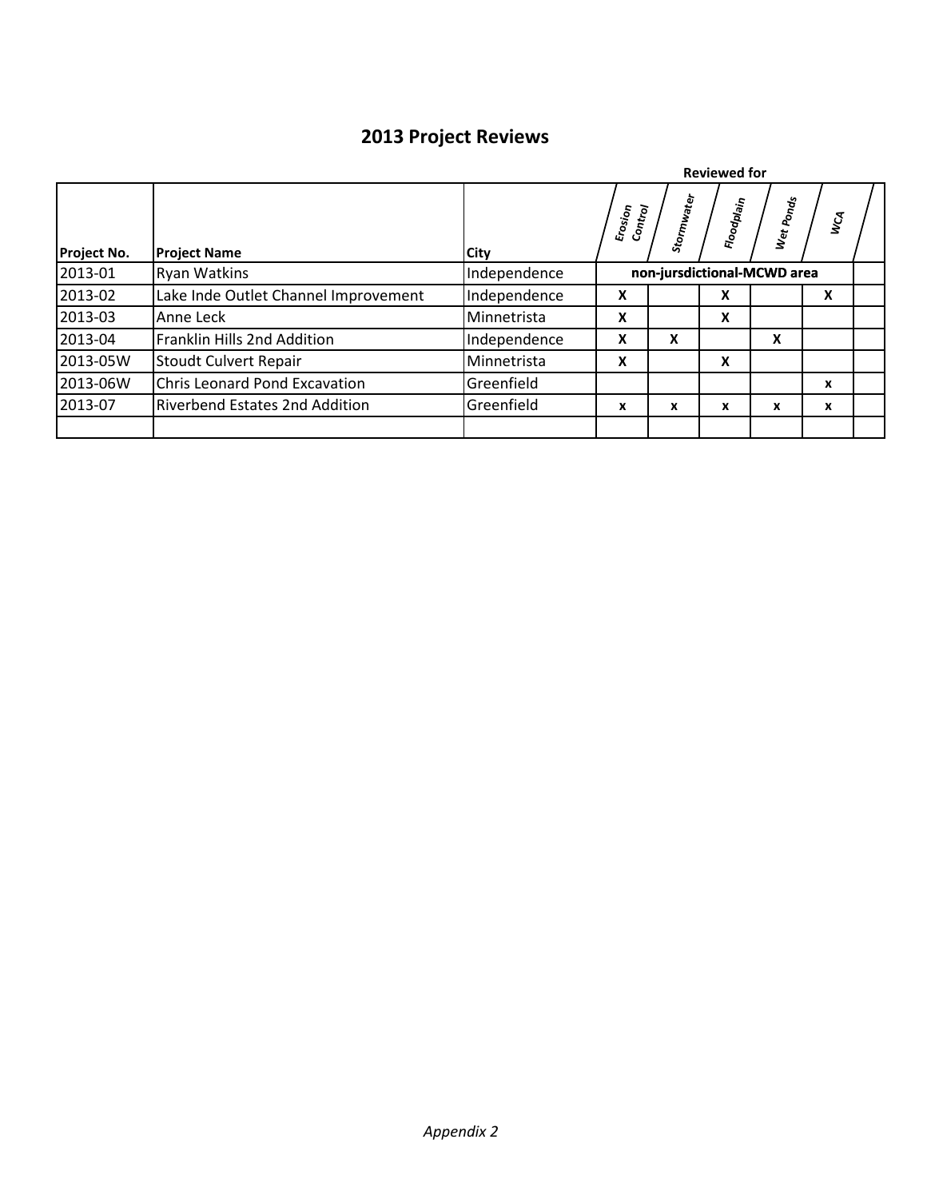# 2013 Project Reviews

| Project No. | Project Name | City | Reviewed for: Erosion Control | Stormwater | Floodplain | Wet Ponds | WCA | |
|---|---|---|---|---|---|---|---|---|
| 2013-01 | Ryan Watkins | Independence | non-jursdictional-MCWD area | | | | | |
| 2013-02 | Lake Inde Outlet Channel Improvement | Independence | X | | X | | X | |
| 2013-03 | Anne Leck | Minnetrista | X | | X | | | |
| 2013-04 | Franklin Hills 2nd Addition | Independence | X | X | | X | | |
| 2013-05W | Stoudt Culvert Repair | Minnetrista | X | | X | | | |
| 2013-06W | Chris Leonard Pond Excavation | Greenfield | | | | | x | |
| 2013-07 | Riverbend Estates 2nd Addition | Greenfield | x | x | x | x | x | |
| | | | | | | | | |

*Appendix 2*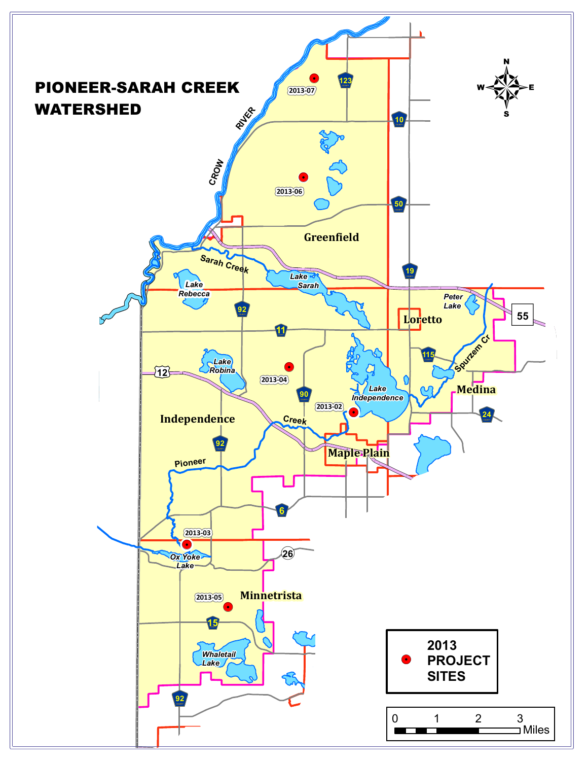# PIONEER-SARAH CREEK WATERSHED

CROW RIVER

Sarah Creek

Lake Rebecca

Lake Sarah

Peter Lake

Loretto

Greenfield

Lake Robina

Lake Independence

Spurzem Cr

Medina

Independence

Creek

Pioneer

Maple Plain

Ox Yoke Lake

Minnetrista

Whaletail Lake

2013-07

2013-06

2013-04

2013-02

2013-03

2013-05

123

10

50

19

55

92

11

115

12

90

24

6

26

15

**2013 PROJECT SITES**

0 1 2 3 Miles

N E S W